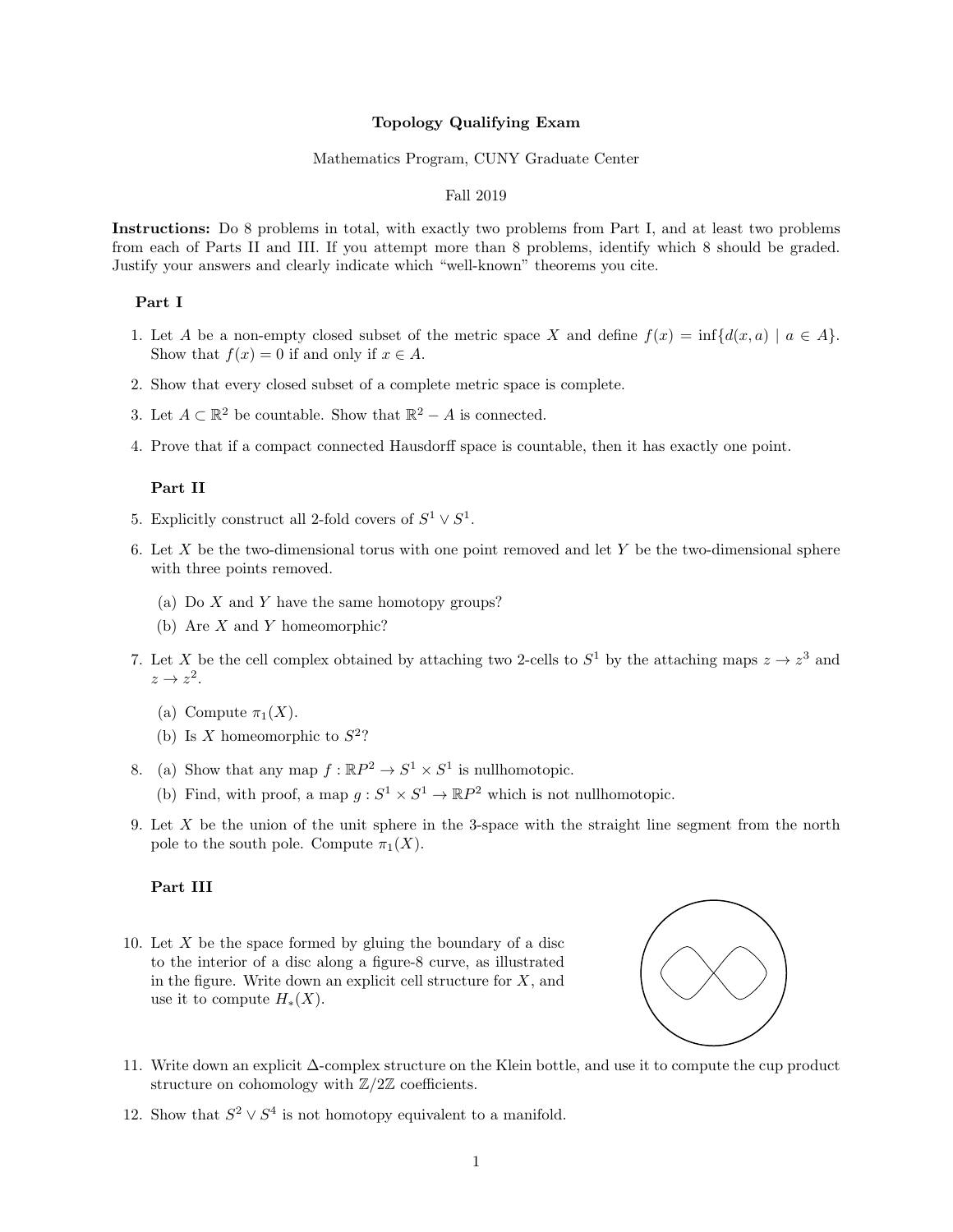**Topology Qualifying Exam**

Mathematics Program, CUNY Graduate Center

Fall 2019

**Instructions:** Do 8 problems in total, with exactly two problems from Part I, and at least two problems from each of Parts II and III. If you attempt more than 8 problems, identify which 8 should be graded. Justify your answers and clearly indicate which "well-known" theorems you cite.

**Part I**

1. Let $A$ be a non-empty closed subset of the metric space $X$ and define $f(x) = \inf\{d(x, a) \mid a \in A\}$. Show that $f(x) = 0$ if and only if $x \in A$.

2. Show that every closed subset of a complete metric space is complete.

3. Let $A \subset \mathbb{R}^2$ be countable. Show that $\mathbb{R}^2 - A$ is connected.

4. Prove that if a compact connected Hausdorff space is countable, then it has exactly one point.

**Part II**

5. Explicitly construct all 2-fold covers of $S^1 \vee S^1$.

6. Let $X$ be the two-dimensional torus with one point removed and let $Y$ be the two-dimensional sphere with three points removed.
   (a) Do $X$ and $Y$ have the same homotopy groups?
   (b) Are $X$ and $Y$ homeomorphic?

7. Let $X$ be the cell complex obtained by attaching two 2-cells to $S^1$ by the attaching maps $z \to z^3$ and $z \to z^2$.
   (a) Compute $\pi_1(X)$.
   (b) Is $X$ homeomorphic to $S^2$?

8. (a) Show that any map $f : \mathbb{R}P^2 \to S^1 \times S^1$ is nullhomotopic.
   (b) Find, with proof, a map $g : S^1 \times S^1 \to \mathbb{R}P^2$ which is not nullhomotopic.

9. Let $X$ be the union of the unit sphere in the 3-space with the straight line segment from the north pole to the south pole. Compute $\pi_1(X)$.

**Part III**

10. Let $X$ be the space formed by gluing the boundary of a disc to the interior of a disc along a figure-8 curve, as illustrated in the figure. Write down an explicit cell structure for $X$, and use it to compute $H_*(X)$.

11. Write down an explicit $\Delta$-complex structure on the Klein bottle, and use it to compute the cup product structure on cohomology with $\mathbb{Z}/2\mathbb{Z}$ coefficients.

12. Show that $S^2 \vee S^4$ is not homotopy equivalent to a manifold.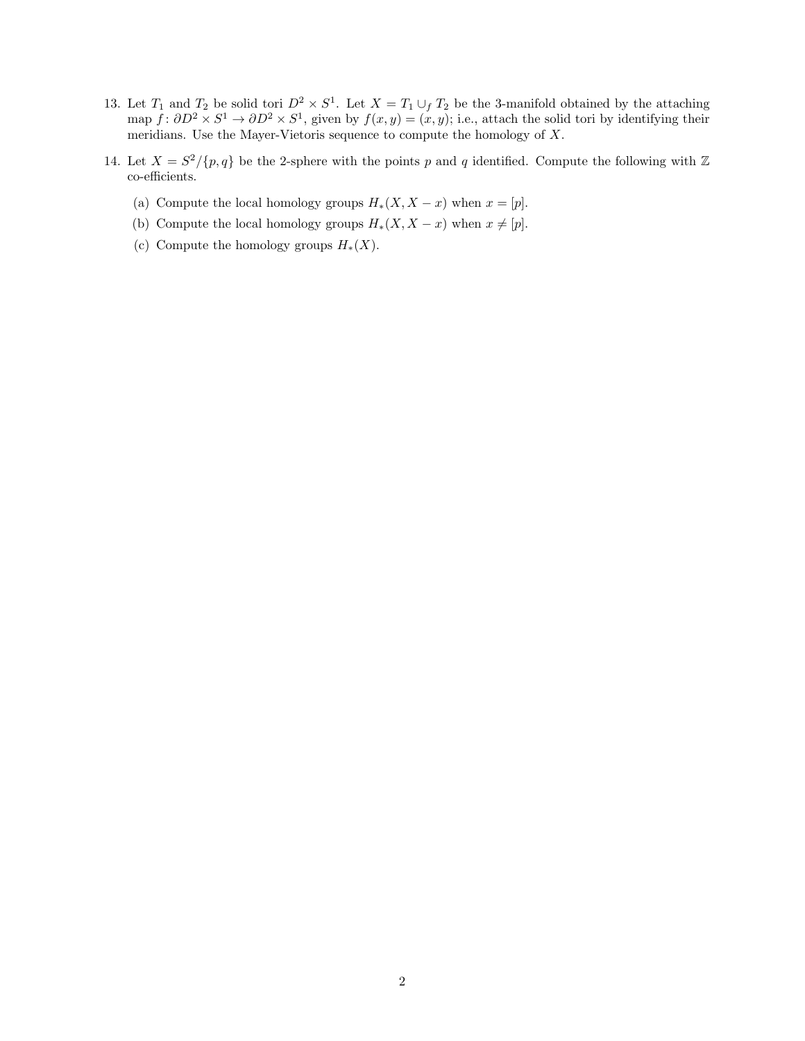13. Let $T_1$ and $T_2$ be solid tori $D^2 \times S^1$. Let $X = T_1 \cup_f T_2$ be the 3-manifold obtained by the attaching map $f\colon \partial D^2 \times S^1 \to \partial D^2 \times S^1$, given by $f(x, y) = (x, y)$; i.e., attach the solid tori by identifying their meridians. Use the Mayer-Vietoris sequence to compute the homology of $X$.

14. Let $X = S^2/\{p, q\}$ be the 2-sphere with the points $p$ and $q$ identified. Compute the following with $\mathbb{Z}$ co-efficients.

    (a) Compute the local homology groups $H_*(X, X - x)$ when $x = [p]$.

    (b) Compute the local homology groups $H_*(X, X - x)$ when $x \neq [p]$.

    (c) Compute the homology groups $H_*(X)$.